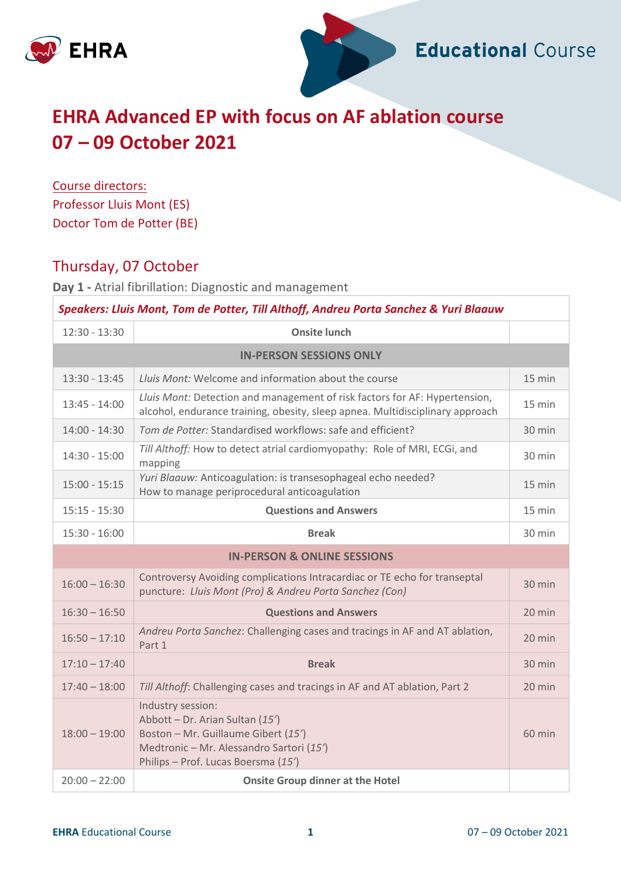EHRA

**Educational** Course

# EHRA Advanced EP with focus on AF ablation course
# 07 – 09 October 2021

Course directors:
Professor Lluis Mont (ES)
Doctor Tom de Potter (BE)

## Thursday, 07 October

**Day 1 -** Atrial fibrillation: Diagnostic and management

| | | |
|---|---|---|
| ***Speakers: Lluis Mont, Tom de Potter, Till Althoff, Andreu Porta Sanchez & Yuri Blaauw*** | | |
| 12:30 - 13:30 | **Onsite lunch** | |
| **IN-PERSON SESSIONS ONLY** | | |
| 13:30 - 13:45 | *Lluis Mont:* Welcome and information about the course | 15 min |
| 13:45 - 14:00 | *Lluis Mont:* Detection and management of risk factors for AF: Hypertension, alcohol, endurance training, obesity, sleep apnea. Multidisciplinary approach | 15 min |
| 14:00 - 14:30 | *Tom de Potter:* Standardised workflows: safe and efficient? | 30 min |
| 14:30 - 15:00 | *Till Althoff:* How to detect atrial cardiomyopathy: Role of MRI, ECGi, and mapping | 30 min |
| 15:00 - 15:15 | *Yuri Blaauw:* Anticoagulation: is transesophageal echo needed? How to manage periprocedural anticoagulation | 15 min |
| 15:15 - 15:30 | **Questions and Answers** | 15 min |
| 15:30 - 16:00 | **Break** | 30 min |
| **IN-PERSON & ONLINE SESSIONS** | | |
| 16:00 – 16:30 | Controversy Avoiding complications Intracardiac or TE echo for transeptal puncture: *Lluis Mont (Pro) & Andreu Porta Sanchez (Con)* | 30 min |
| 16:30 – 16:50 | **Questions and Answers** | 20 min |
| 16:50 – 17:10 | *Andreu Porta Sanchez*: Challenging cases and tracings in AF and AT ablation, Part 1 | 20 min |
| 17:10 – 17:40 | **Break** | 30 min |
| 17:40 – 18:00 | *Till Althoff*: Challenging cases and tracings in AF and AT ablation, Part 2 | 20 min |
| 18:00 – 19:00 | Industry session:<br>Abbott – Dr. Arian Sultan (*15’*)<br>Boston – Mr. Guillaume Gibert (*15’*)<br>Medtronic – Mr. Alessandro Sartori (*15’*)<br>Philips – Prof. Lucas Boersma (*15’*) | 60 min |
| 20:00 – 22:00 | **Onsite Group dinner at the Hotel** | |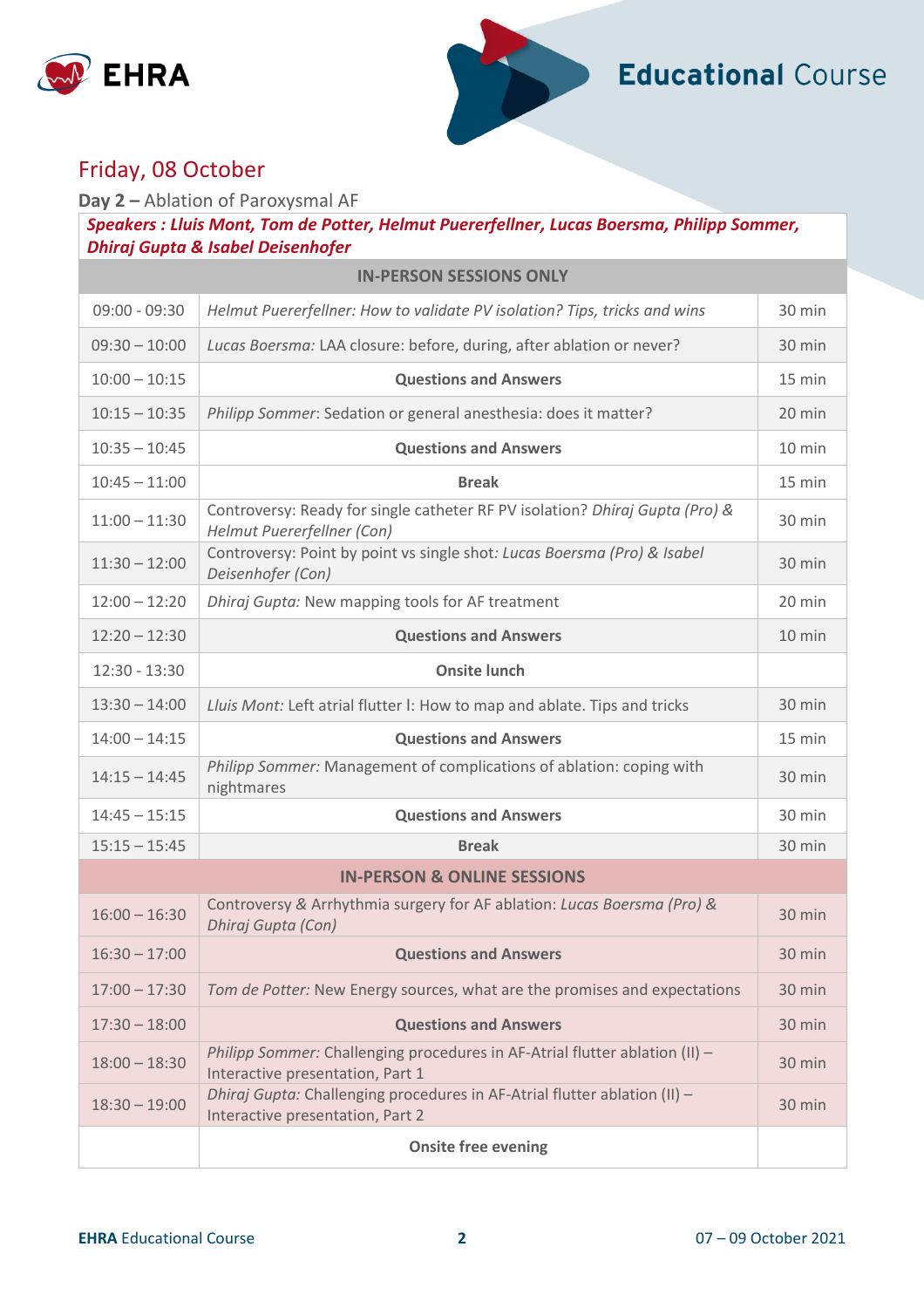## Friday, 08 October

**Day 2 –** Ablation of Paroxysmal AF

| ***Speakers : Lluis Mont, Tom de Potter, Helmut Puererfellner, Lucas Boersma, Philipp Sommer, Dhiraj Gupta & Isabel Deisenhofer*** | | |
|---|---|---|
| | **IN-PERSON SESSIONS ONLY** | |
| 09:00 - 09:30 | *Helmut Puererfellner: How to validate PV isolation? Tips, tricks and wins* | 30 min |
| 09:30 – 10:00 | *Lucas Boersma:* LAA closure: before, during, after ablation or never? | 30 min |
| 10:00 – 10:15 | **Questions and Answers** | 15 min |
| 10:15 – 10:35 | *Philipp Sommer*: Sedation or general anesthesia: does it matter? | 20 min |
| 10:35 – 10:45 | **Questions and Answers** | 10 min |
| 10:45 – 11:00 | **Break** | 15 min |
| 11:00 – 11:30 | Controversy: Ready for single catheter RF PV isolation? *Dhiraj Gupta (Pro) & Helmut Puererfellner (Con)* | 30 min |
| 11:30 – 12:00 | Controversy: Point by point vs single shot*: Lucas Boersma (Pro) & Isabel Deisenhofer (Con)* | 30 min |
| 12:00 – 12:20 | *Dhiraj Gupta:* New mapping tools for AF treatment | 20 min |
| 12:20 – 12:30 | **Questions and Answers** | 10 min |
| 12:30 - 13:30 | **Onsite lunch** | |
| 13:30 – 14:00 | *Lluis Mont:* Left atrial flutter I: How to map and ablate. Tips and tricks | 30 min |
| 14:00 – 14:15 | **Questions and Answers** | 15 min |
| 14:15 – 14:45 | *Philipp Sommer:* Management of complications of ablation: coping with nightmares | 30 min |
| 14:45 – 15:15 | **Questions and Answers** | 30 min |
| 15:15 – 15:45 | **Break** | 30 min |
| | **IN-PERSON & ONLINE SESSIONS** | |
| 16:00 – 16:30 | Controversy & Arrhythmia surgery for AF ablation: *Lucas Boersma (Pro) & Dhiraj Gupta (Con)* | 30 min |
| 16:30 – 17:00 | **Questions and Answers** | 30 min |
| 17:00 – 17:30 | *Tom de Potter:* New Energy sources, what are the promises and expectations | 30 min |
| 17:30 – 18:00 | **Questions and Answers** | 30 min |
| 18:00 – 18:30 | *Philipp Sommer:* Challenging procedures in AF-Atrial flutter ablation (II) – Interactive presentation, Part 1 | 30 min |
| 18:30 – 19:00 | *Dhiraj Gupta:* Challenging procedures in AF-Atrial flutter ablation (II) – Interactive presentation, Part 2 | 30 min |
| | **Onsite free evening** | |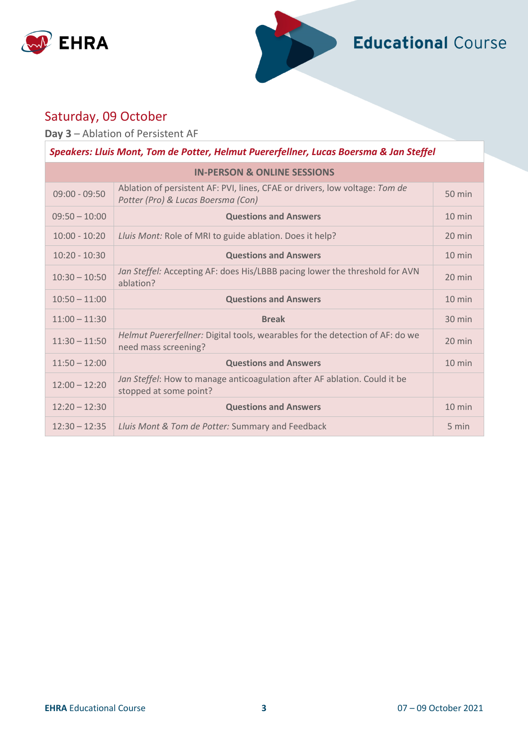EHRA

**Educational** Course

## Saturday, 09 October

**Day 3** – Ablation of Persistent AF

| | | |
|---|---|---|
| ***Speakers: Lluis Mont, Tom de Potter, Helmut Puererfellner, Lucas Boersma & Jan Steffel*** | | |
| **IN-PERSON & ONLINE SESSIONS** | | |
| 09:00 - 09:50 | Ablation of persistent AF: PVI, lines, CFAE or drivers, low voltage: *Tom de Potter (Pro) & Lucas Boersma (Con)* | 50 min |
| 09:50 – 10:00 | **Questions and Answers** | 10 min |
| 10:00 - 10:20 | *Lluis Mont:* Role of MRI to guide ablation. Does it help? | 20 min |
| 10:20 - 10:30 | **Questions and Answers** | 10 min |
| 10:30 – 10:50 | *Jan Steffel:* Accepting AF: does His/LBBB pacing lower the threshold for AVN ablation? | 20 min |
| 10:50 – 11:00 | **Questions and Answers** | 10 min |
| 11:00 – 11:30 | **Break** | 30 min |
| 11:30 – 11:50 | *Helmut Puererfellner:* Digital tools, wearables for the detection of AF: do we need mass screening? | 20 min |
| 11:50 – 12:00 | **Questions and Answers** | 10 min |
| 12:00 – 12:20 | *Jan Steffel*: How to manage anticoagulation after AF ablation. Could it be stopped at some point? | |
| 12:20 – 12:30 | **Questions and Answers** | 10 min |
| 12:30 – 12:35 | *Lluis Mont & Tom de Potter:* Summary and Feedback | 5 min |